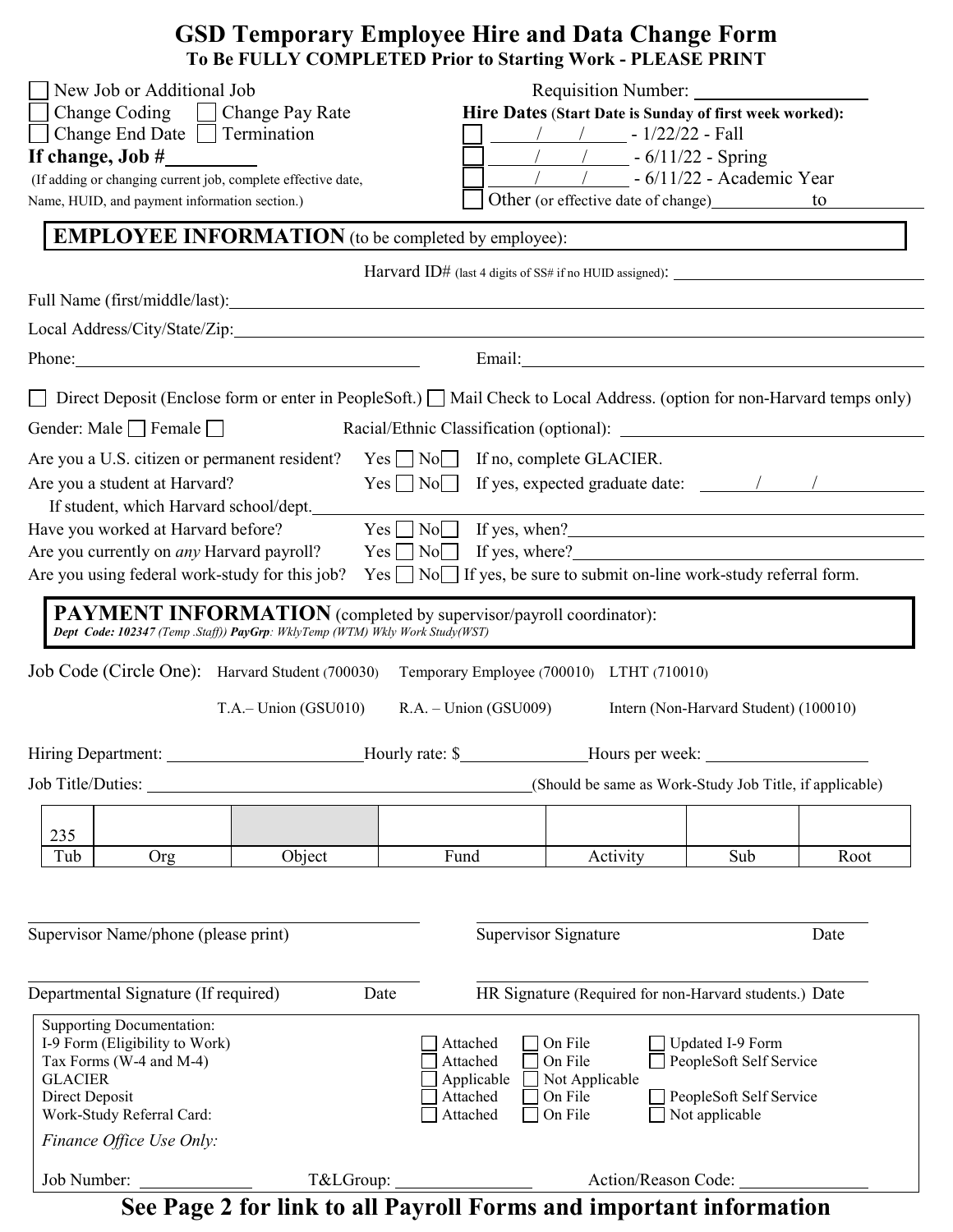# GSD Temporary Employee Hire and Data Change Form

**To Be FULLY COMPLETED Prior to Starting Work - PLEASE PRINT**

☐ New Job or Additional Job
☐ Change Coding ☐ Change Pay Rate
☐ Change End Date ☐ Termination
**If change, Job #**\_\_\_\_\_\_\_\_\_\_
(If adding or changing current job, complete effective date, Name, HUID, and payment information section.)

Requisition Number: \_\_\_\_\_\_\_\_\_\_\_\_\_\_\_\_\_\_

**Hire Dates (Start Date is Sunday of first week worked):**
☐ \_\_\_\_/\_\_\_\_/\_\_\_\_ - 1/22/22 - Fall
☐ \_\_\_\_/\_\_\_\_/\_\_\_\_ - 6/11/22 - Spring
☐ \_\_\_\_/\_\_\_\_/\_\_\_\_ - 6/11/22 - Academic Year
☐ Other (or effective date of change)\_\_\_\_\_\_\_\_\_\_ to \_\_\_\_\_\_\_\_\_\_

## EMPLOYEE INFORMATION (to be completed by employee):

Harvard ID# (last 4 digits of SS# if no HUID assigned): \_\_\_\_\_\_\_\_\_\_\_\_\_\_\_\_\_\_\_\_

Full Name (first/middle/last): \_\_\_\_\_\_\_\_\_\_\_\_\_\_\_\_\_\_\_\_\_\_\_\_\_\_\_\_\_\_\_\_\_\_\_\_\_\_\_\_

Local Address/City/State/Zip: \_\_\_\_\_\_\_\_\_\_\_\_\_\_\_\_\_\_\_\_\_\_\_\_\_\_\_\_\_\_\_\_\_\_\_\_\_\_\_\_

Phone: \_\_\_\_\_\_\_\_\_\_\_\_\_\_\_\_\_\_\_\_ Email: \_\_\_\_\_\_\_\_\_\_\_\_\_\_\_\_\_\_\_\_

☐ Direct Deposit (Enclose form or enter in PeopleSoft.) ☐ Mail Check to Local Address. (option for non-Harvard temps only)

Gender: Male ☐ Female ☐ Racial/Ethnic Classification (optional): \_\_\_\_\_\_\_\_\_\_\_\_\_\_\_\_\_\_\_\_

Are you a U.S. citizen or permanent resident? Yes ☐ No ☐ If no, complete GLACIER.
Are you a student at Harvard? Yes ☐ No ☐ If yes, expected graduate date: \_\_\_\_/\_\_\_\_/\_\_\_\_
If student, which Harvard school/dept. \_\_\_\_\_\_\_\_\_\_\_\_\_\_\_\_\_\_\_\_
Have you worked at Harvard before? Yes ☐ No ☐ If yes, when? \_\_\_\_\_\_\_\_\_\_\_\_\_\_\_\_\_\_\_\_
Are you currently on *any* Harvard payroll? Yes ☐ No ☐ If yes, where? \_\_\_\_\_\_\_\_\_\_\_\_\_\_\_\_\_\_\_\_
Are you using federal work-study for this job? Yes ☐ No ☐ If yes, be sure to submit on-line work-study referral form.

## PAYMENT INFORMATION (completed by supervisor/payroll coordinator):

***Dept Code: 102347** (Temp .Staff)) **PayGrp**: WklyTemp (WTM) Wkly Work Study(WST)*

Job Code (Circle One): Harvard Student (700030) Temporary Employee (700010) LTHT (710010)
T.A.– Union (GSU010) R.A. – Union (GSU009) Intern (Non-Harvard Student) (100010)

Hiring Department: \_\_\_\_\_\_\_\_\_\_\_\_\_\_\_\_\_\_\_\_ Hourly rate: $\_\_\_\_\_\_\_\_\_\_ Hours per week: \_\_\_\_\_\_\_\_\_\_

Job Title/Duties: \_\_\_\_\_\_\_\_\_\_\_\_\_\_\_\_\_\_\_\_ (Should be same as Work-Study Job Title, if applicable)

| 235 | | | | | | |
|---|---|---|---|---|---|---|
| Tub | Org | Object | Fund | Activity | Sub | Root |

\_\_\_\_\_\_\_\_\_\_\_\_\_\_\_\_\_\_\_\_ \_\_\_\_\_\_\_\_\_\_\_\_\_\_\_\_\_\_\_\_
Supervisor Name/phone (please print) Supervisor Signature Date

\_\_\_\_\_\_\_\_\_\_\_\_\_\_\_\_\_\_\_\_ \_\_\_\_\_\_\_\_\_\_\_\_\_\_\_\_\_\_\_\_
Departmental Signature (If required) Date HR Signature (Required for non-Harvard students.) Date

Supporting Documentation:

| | | | |
|---|---|---|---|
| I-9 Form (Eligibility to Work) | ☐ Attached | ☐ On File | ☐ Updated I-9 Form |
| Tax Forms (W-4 and M-4) | ☐ Attached | ☐ On File | ☐ PeopleSoft Self Service |
| GLACIER | ☐ Applicable | ☐ Not Applicable | |
| Direct Deposit | ☐ Attached | ☐ On File | ☐ PeopleSoft Self Service |
| Work-Study Referral Card: | ☐ Attached | ☐ On File | ☐ Not applicable |

*Finance Office Use Only:*

Job Number: \_\_\_\_\_\_\_\_\_\_ T&LGroup: \_\_\_\_\_\_\_\_\_\_ Action/Reason Code: \_\_\_\_\_\_\_\_\_\_

**See Page 2 for link to all Payroll Forms and important information**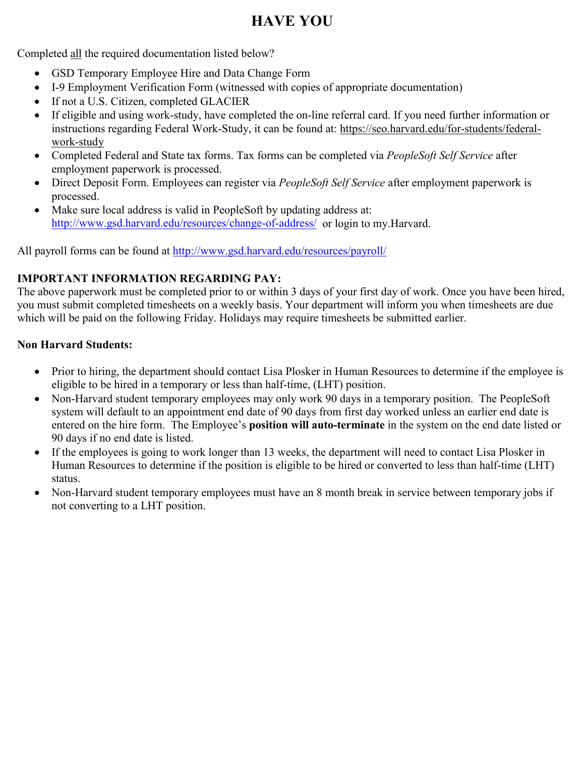# HAVE YOU

Completed all the required documentation listed below?

- GSD Temporary Employee Hire and Data Change Form
- I-9 Employment Verification Form (witnessed with copies of appropriate documentation)
- If not a U.S. Citizen, completed GLACIER
- If eligible and using work-study, have completed the on-line referral card. If you need further information or instructions regarding Federal Work-Study, it can be found at: https://seo.harvard.edu/for-students/federal-work-study
- Completed Federal and State tax forms. Tax forms can be completed via *PeopleSoft Self Service* after employment paperwork is processed.
- Direct Deposit Form. Employees can register via *PeopleSoft Self Service* after employment paperwork is processed.
- Make sure local address is valid in PeopleSoft by updating address at: http://www.gsd.harvard.edu/resources/change-of-address/ or login to my.Harvard.

All payroll forms can be found at http://www.gsd.harvard.edu/resources/payroll/

**IMPORTANT INFORMATION REGARDING PAY:**
The above paperwork must be completed prior to or within 3 days of your first day of work. Once you have been hired, you must submit completed timesheets on a weekly basis. Your department will inform you when timesheets are due which will be paid on the following Friday. Holidays may require timesheets be submitted earlier.

**Non Harvard Students:**

- Prior to hiring, the department should contact Lisa Plosker in Human Resources to determine if the employee is eligible to be hired in a temporary or less than half-time, (LHT) position.
- Non-Harvard student temporary employees may only work 90 days in a temporary position. The PeopleSoft system will default to an appointment end date of 90 days from first day worked unless an earlier end date is entered on the hire form. The Employee's **position will auto-terminate** in the system on the end date listed or 90 days if no end date is listed.
- If the employees is going to work longer than 13 weeks, the department will need to contact Lisa Plosker in Human Resources to determine if the position is eligible to be hired or converted to less than half-time (LHT) status.
- Non-Harvard student temporary employees must have an 8 month break in service between temporary jobs if not converting to a LHT position.